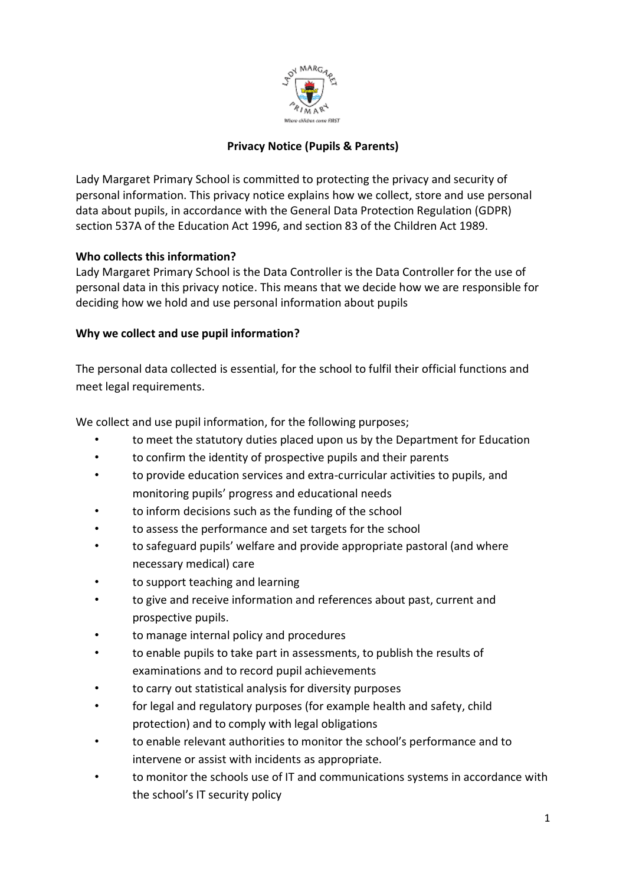# Privacy Notice (Pupils & Parents)

Lady Margaret Primary School is committed to protecting the privacy and security of personal information. This privacy notice explains how we collect, store and use personal data about pupils, in accordance with the General Data Protection Regulation (GDPR) section 537A of the Education Act 1996, and section 83 of the Children Act 1989.

**Who collects this information?**

Lady Margaret Primary School is the Data Controller is the Data Controller for the use of personal data in this privacy notice. This means that we decide how we are responsible for deciding how we hold and use personal information about pupils

**Why we collect and use pupil information?**

The personal data collected is essential, for the school to fulfil their official functions and meet legal requirements.

We collect and use pupil information, for the following purposes;

- to meet the statutory duties placed upon us by the Department for Education
- to confirm the identity of prospective pupils and their parents
- to provide education services and extra-curricular activities to pupils, and monitoring pupils' progress and educational needs
- to inform decisions such as the funding of the school
- to assess the performance and set targets for the school
- to safeguard pupils' welfare and provide appropriate pastoral (and where necessary medical) care
- to support teaching and learning
- to give and receive information and references about past, current and prospective pupils.
- to manage internal policy and procedures
- to enable pupils to take part in assessments, to publish the results of examinations and to record pupil achievements
- to carry out statistical analysis for diversity purposes
- for legal and regulatory purposes (for example health and safety, child protection) and to comply with legal obligations
- to enable relevant authorities to monitor the school's performance and to intervene or assist with incidents as appropriate.
- to monitor the schools use of IT and communications systems in accordance with the school's IT security policy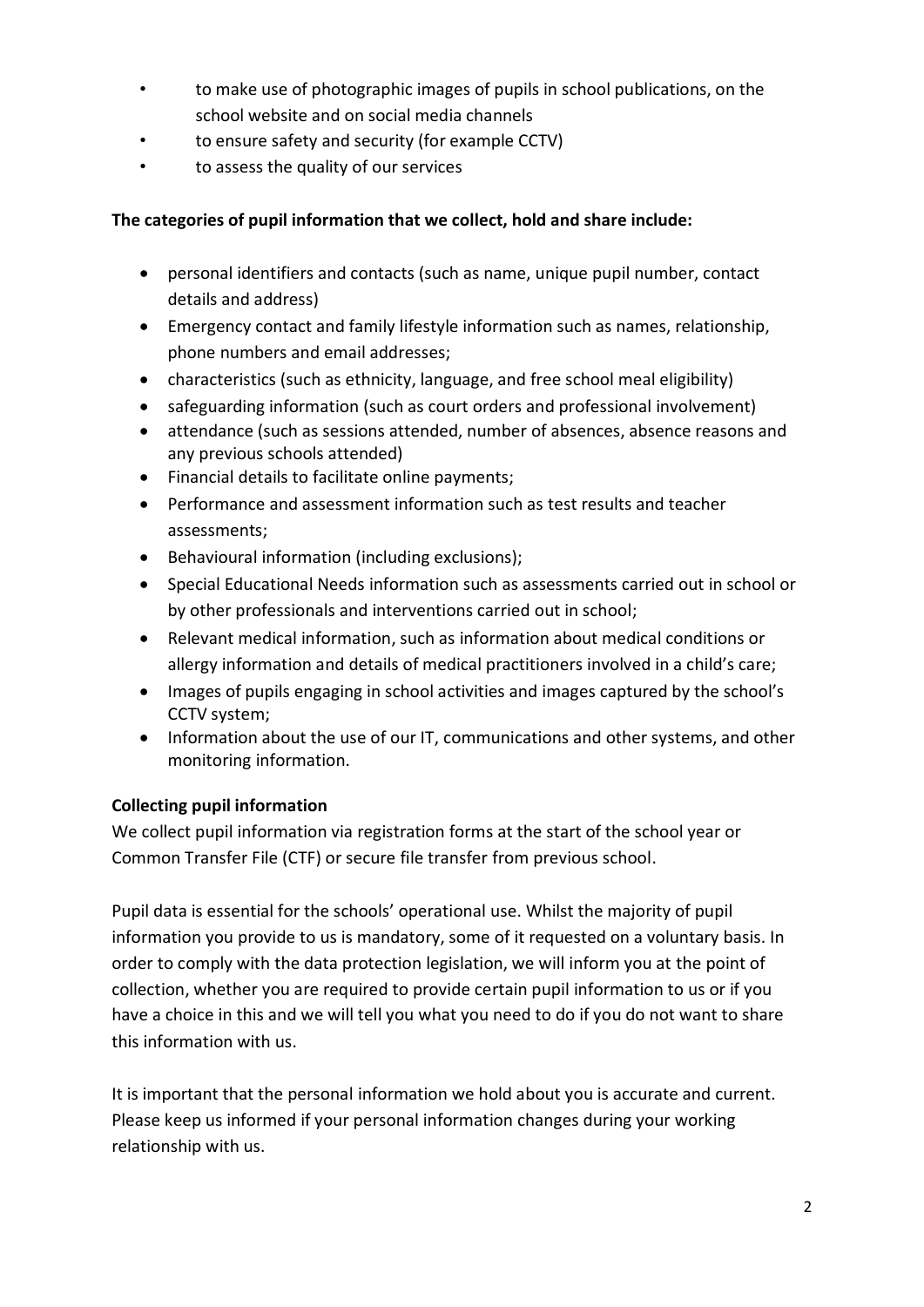- to make use of photographic images of pupils in school publications, on the school website and on social media channels
- to ensure safety and security (for example CCTV)
- to assess the quality of our services

**The categories of pupil information that we collect, hold and share include:**

- personal identifiers and contacts (such as name, unique pupil number, contact details and address)
- Emergency contact and family lifestyle information such as names, relationship, phone numbers and email addresses;
- characteristics (such as ethnicity, language, and free school meal eligibility)
- safeguarding information (such as court orders and professional involvement)
- attendance (such as sessions attended, number of absences, absence reasons and any previous schools attended)
- Financial details to facilitate online payments;
- Performance and assessment information such as test results and teacher assessments;
- Behavioural information (including exclusions);
- Special Educational Needs information such as assessments carried out in school or by other professionals and interventions carried out in school;
- Relevant medical information, such as information about medical conditions or allergy information and details of medical practitioners involved in a child's care;
- Images of pupils engaging in school activities and images captured by the school's CCTV system;
- Information about the use of our IT, communications and other systems, and other monitoring information.

**Collecting pupil information**

We collect pupil information via registration forms at the start of the school year or Common Transfer File (CTF) or secure file transfer from previous school.

Pupil data is essential for the schools' operational use. Whilst the majority of pupil information you provide to us is mandatory, some of it requested on a voluntary basis. In order to comply with the data protection legislation, we will inform you at the point of collection, whether you are required to provide certain pupil information to us or if you have a choice in this and we will tell you what you need to do if you do not want to share this information with us.

It is important that the personal information we hold about you is accurate and current. Please keep us informed if your personal information changes during your working relationship with us.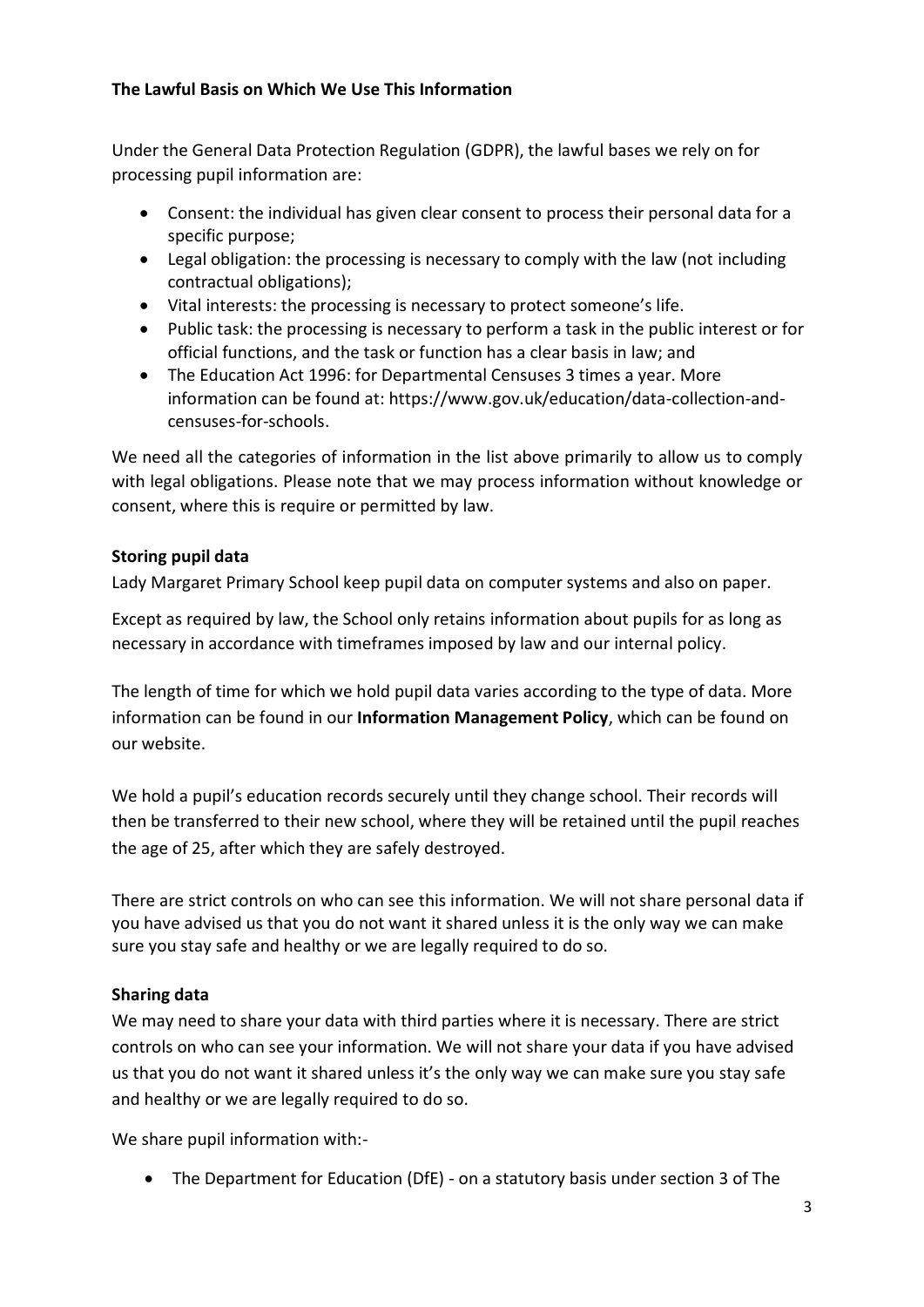**The Lawful Basis on Which We Use This Information**

Under the General Data Protection Regulation (GDPR), the lawful bases we rely on for processing pupil information are:

- Consent: the individual has given clear consent to process their personal data for a specific purpose;
- Legal obligation: the processing is necessary to comply with the law (not including contractual obligations);
- Vital interests: the processing is necessary to protect someone's life.
- Public task: the processing is necessary to perform a task in the public interest or for official functions, and the task or function has a clear basis in law; and
- The Education Act 1996: for Departmental Censuses 3 times a year. More information can be found at: https://www.gov.uk/education/data-collection-and-censuses-for-schools.

We need all the categories of information in the list above primarily to allow us to comply with legal obligations. Please note that we may process information without knowledge or consent, where this is require or permitted by law.

**Storing pupil data**

Lady Margaret Primary School keep pupil data on computer systems and also on paper.

Except as required by law, the School only retains information about pupils for as long as necessary in accordance with timeframes imposed by law and our internal policy.

The length of time for which we hold pupil data varies according to the type of data. More information can be found in our **Information Management Policy**, which can be found on our website.

We hold a pupil's education records securely until they change school. Their records will then be transferred to their new school, where they will be retained until the pupil reaches the age of 25, after which they are safely destroyed.

There are strict controls on who can see this information. We will not share personal data if you have advised us that you do not want it shared unless it is the only way we can make sure you stay safe and healthy or we are legally required to do so.

**Sharing data**

We may need to share your data with third parties where it is necessary. There are strict controls on who can see your information. We will not share your data if you have advised us that you do not want it shared unless it's the only way we can make sure you stay safe and healthy or we are legally required to do so.

We share pupil information with:-

- The Department for Education (DfE) - on a statutory basis under section 3 of The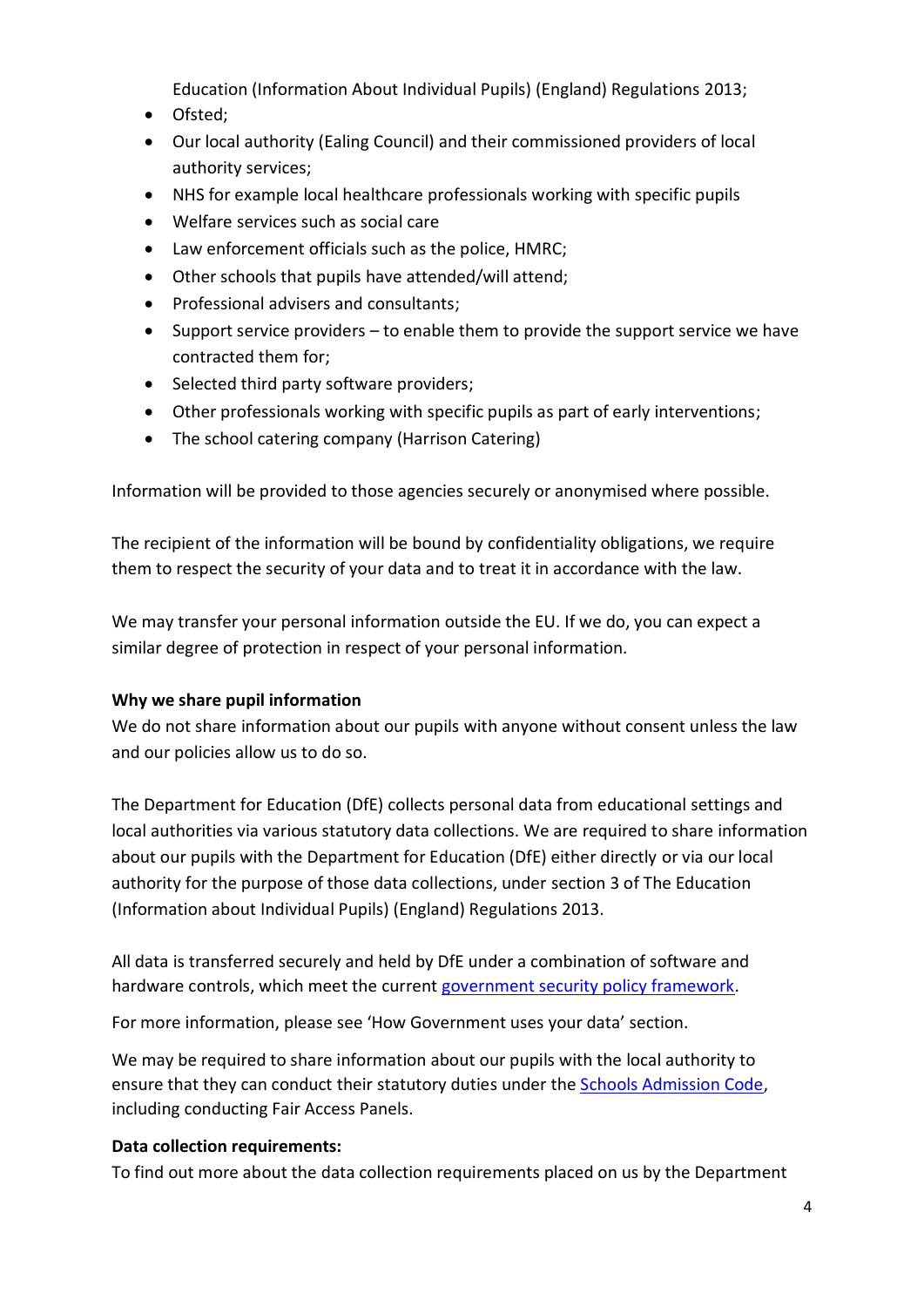Education (Information About Individual Pupils) (England) Regulations 2013;

- Ofsted;
- Our local authority (Ealing Council) and their commissioned providers of local authority services;
- NHS for example local healthcare professionals working with specific pupils
- Welfare services such as social care
- Law enforcement officials such as the police, HMRC;
- Other schools that pupils have attended/will attend;
- Professional advisers and consultants;
- Support service providers – to enable them to provide the support service we have contracted them for;
- Selected third party software providers;
- Other professionals working with specific pupils as part of early interventions;
- The school catering company (Harrison Catering)

Information will be provided to those agencies securely or anonymised where possible.

The recipient of the information will be bound by confidentiality obligations, we require them to respect the security of your data and to treat it in accordance with the law.

We may transfer your personal information outside the EU. If we do, you can expect a similar degree of protection in respect of your personal information.

**Why we share pupil information**

We do not share information about our pupils with anyone without consent unless the law and our policies allow us to do so.

The Department for Education (DfE) collects personal data from educational settings and local authorities via various statutory data collections. We are required to share information about our pupils with the Department for Education (DfE) either directly or via our local authority for the purpose of those data collections, under section 3 of The Education (Information about Individual Pupils) (England) Regulations 2013.

All data is transferred securely and held by DfE under a combination of software and hardware controls, which meet the current government security policy framework.

For more information, please see 'How Government uses your data' section.

We may be required to share information about our pupils with the local authority to ensure that they can conduct their statutory duties under the Schools Admission Code, including conducting Fair Access Panels.

**Data collection requirements:**

To find out more about the data collection requirements placed on us by the Department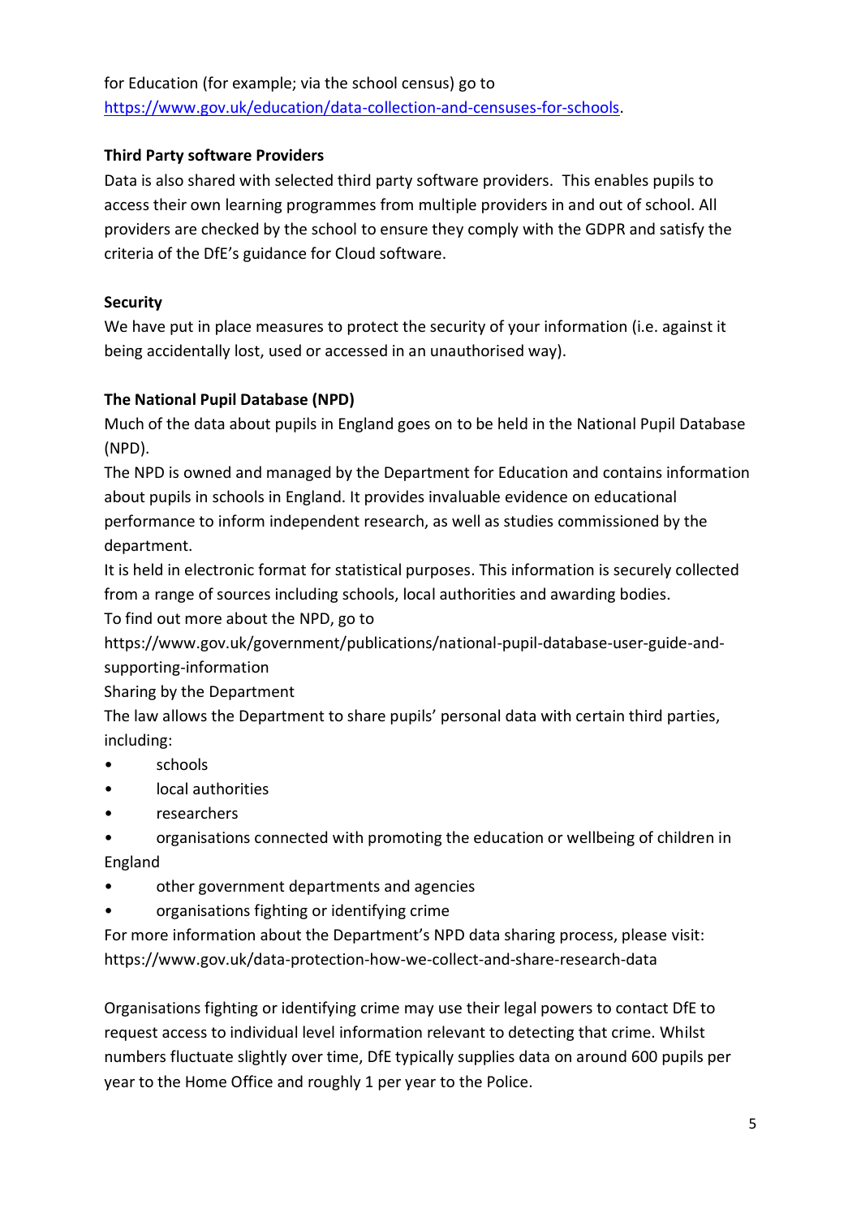for Education (for example; via the school census) go to [https://www.gov.uk/education/data-collection-and-censuses-for-schools](https://www.gov.uk/education/data-collection-and-censuses-for-schools).

**Third Party software Providers**

Data is also shared with selected third party software providers. This enables pupils to access their own learning programmes from multiple providers in and out of school. All providers are checked by the school to ensure they comply with the GDPR and satisfy the criteria of the DfE's guidance for Cloud software.

**Security**

We have put in place measures to protect the security of your information (i.e. against it being accidentally lost, used or accessed in an unauthorised way).

**The National Pupil Database (NPD)**

Much of the data about pupils in England goes on to be held in the National Pupil Database (NPD).

The NPD is owned and managed by the Department for Education and contains information about pupils in schools in England. It provides invaluable evidence on educational performance to inform independent research, as well as studies commissioned by the department.

It is held in electronic format for statistical purposes. This information is securely collected from a range of sources including schools, local authorities and awarding bodies.

To find out more about the NPD, go to https://www.gov.uk/government/publications/national-pupil-database-user-guide-and-supporting-information

Sharing by the Department

The law allows the Department to share pupils' personal data with certain third parties, including:

- schools
- local authorities
- researchers
- organisations connected with promoting the education or wellbeing of children in England
- other government departments and agencies
- organisations fighting or identifying crime

For more information about the Department's NPD data sharing process, please visit: https://www.gov.uk/data-protection-how-we-collect-and-share-research-data

Organisations fighting or identifying crime may use their legal powers to contact DfE to request access to individual level information relevant to detecting that crime. Whilst numbers fluctuate slightly over time, DfE typically supplies data on around 600 pupils per year to the Home Office and roughly 1 per year to the Police.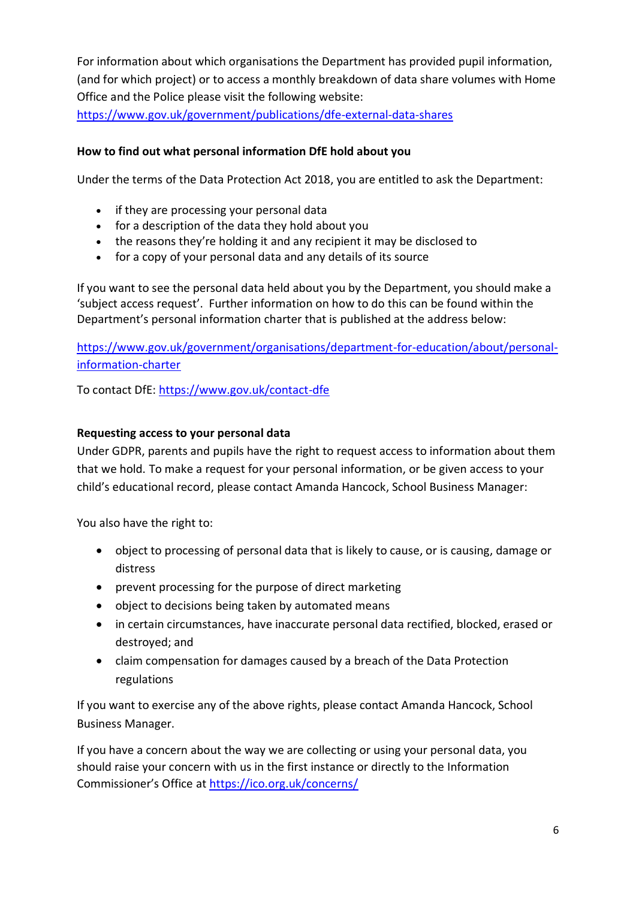For information about which organisations the Department has provided pupil information, (and for which project) or to access a monthly breakdown of data share volumes with Home Office and the Police please visit the following website: https://www.gov.uk/government/publications/dfe-external-data-shares

**How to find out what personal information DfE hold about you**

Under the terms of the Data Protection Act 2018, you are entitled to ask the Department:

- if they are processing your personal data
- for a description of the data they hold about you
- the reasons they're holding it and any recipient it may be disclosed to
- for a copy of your personal data and any details of its source

If you want to see the personal data held about you by the Department, you should make a 'subject access request'. Further information on how to do this can be found within the Department's personal information charter that is published at the address below:

https://www.gov.uk/government/organisations/department-for-education/about/personal-information-charter

To contact DfE: https://www.gov.uk/contact-dfe

**Requesting access to your personal data**

Under GDPR, parents and pupils have the right to request access to information about them that we hold. To make a request for your personal information, or be given access to your child's educational record, please contact Amanda Hancock, School Business Manager:

You also have the right to:

- object to processing of personal data that is likely to cause, or is causing, damage or distress
- prevent processing for the purpose of direct marketing
- object to decisions being taken by automated means
- in certain circumstances, have inaccurate personal data rectified, blocked, erased or destroyed; and
- claim compensation for damages caused by a breach of the Data Protection regulations

If you want to exercise any of the above rights, please contact Amanda Hancock, School Business Manager.

If you have a concern about the way we are collecting or using your personal data, you should raise your concern with us in the first instance or directly to the Information Commissioner's Office at https://ico.org.uk/concerns/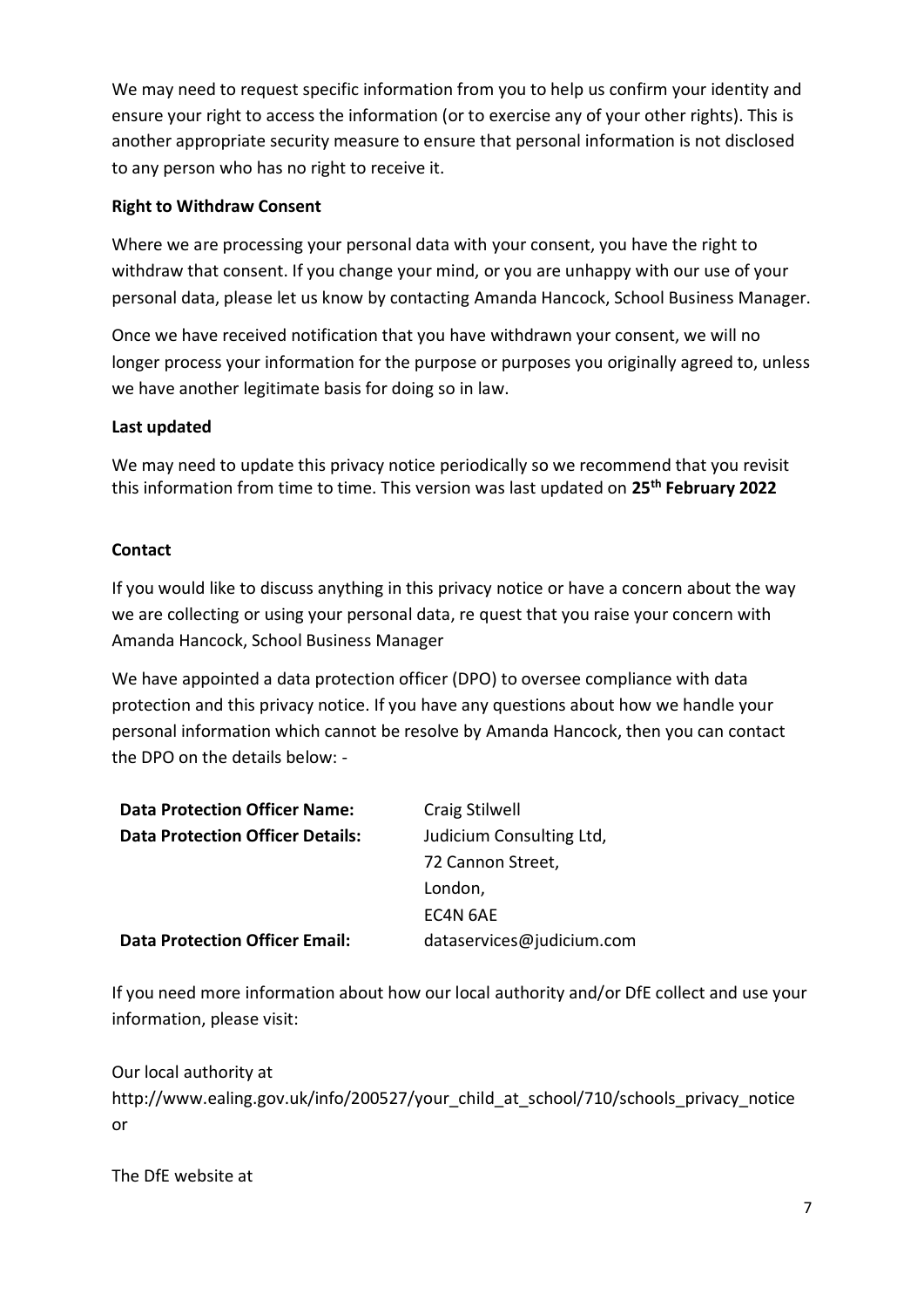We may need to request specific information from you to help us confirm your identity and ensure your right to access the information (or to exercise any of your other rights). This is another appropriate security measure to ensure that personal information is not disclosed to any person who has no right to receive it.

**Right to Withdraw Consent**

Where we are processing your personal data with your consent, you have the right to withdraw that consent. If you change your mind, or you are unhappy with our use of your personal data, please let us know by contacting Amanda Hancock, School Business Manager.

Once we have received notification that you have withdrawn your consent, we will no longer process your information for the purpose or purposes you originally agreed to, unless we have another legitimate basis for doing so in law.

**Last updated**

We may need to update this privacy notice periodically so we recommend that you revisit this information from time to time. This version was last updated on **25th February 2022**

**Contact**

If you would like to discuss anything in this privacy notice or have a concern about the way we are collecting or using your personal data, re quest that you raise your concern with Amanda Hancock, School Business Manager

We have appointed a data protection officer (DPO) to oversee compliance with data protection and this privacy notice. If you have any questions about how we handle your personal information which cannot be resolve by Amanda Hancock, then you can contact the DPO on the details below: -

| | |
|---|---|
| **Data Protection Officer Name:** | Craig Stilwell |
| **Data Protection Officer Details:** | Judicium Consulting Ltd,<br>72 Cannon Street,<br>London,<br>EC4N 6AE |
| **Data Protection Officer Email:** | dataservices@judicium.com |

If you need more information about how our local authority and/or DfE collect and use your information, please visit:

Our local authority at http://www.ealing.gov.uk/info/200527/your_child_at_school/710/schools_privacy_notice or

The DfE website at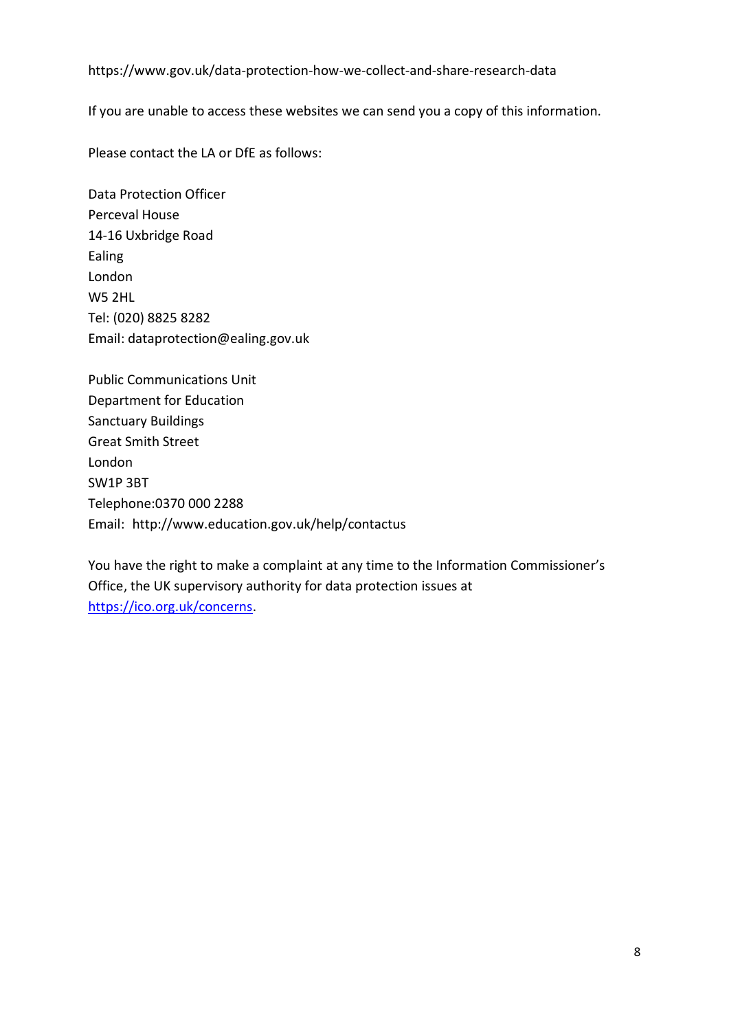https://www.gov.uk/data-protection-how-we-collect-and-share-research-data

If you are unable to access these websites we can send you a copy of this information.

Please contact the LA or DfE as follows:

Data Protection Officer  
Perceval House  
14-16 Uxbridge Road  
Ealing  
London  
W5 2HL  
Tel: (020) 8825 8282  
Email: dataprotection@ealing.gov.uk

Public Communications Unit  
Department for Education  
Sanctuary Buildings  
Great Smith Street  
London  
SW1P 3BT  
Telephone:0370 000 2288  
Email: http://www.education.gov.uk/help/contactus

You have the right to make a complaint at any time to the Information Commissioner's Office, the UK supervisory authority for data protection issues at [https://ico.org.uk/concerns](https://ico.org.uk/concerns).